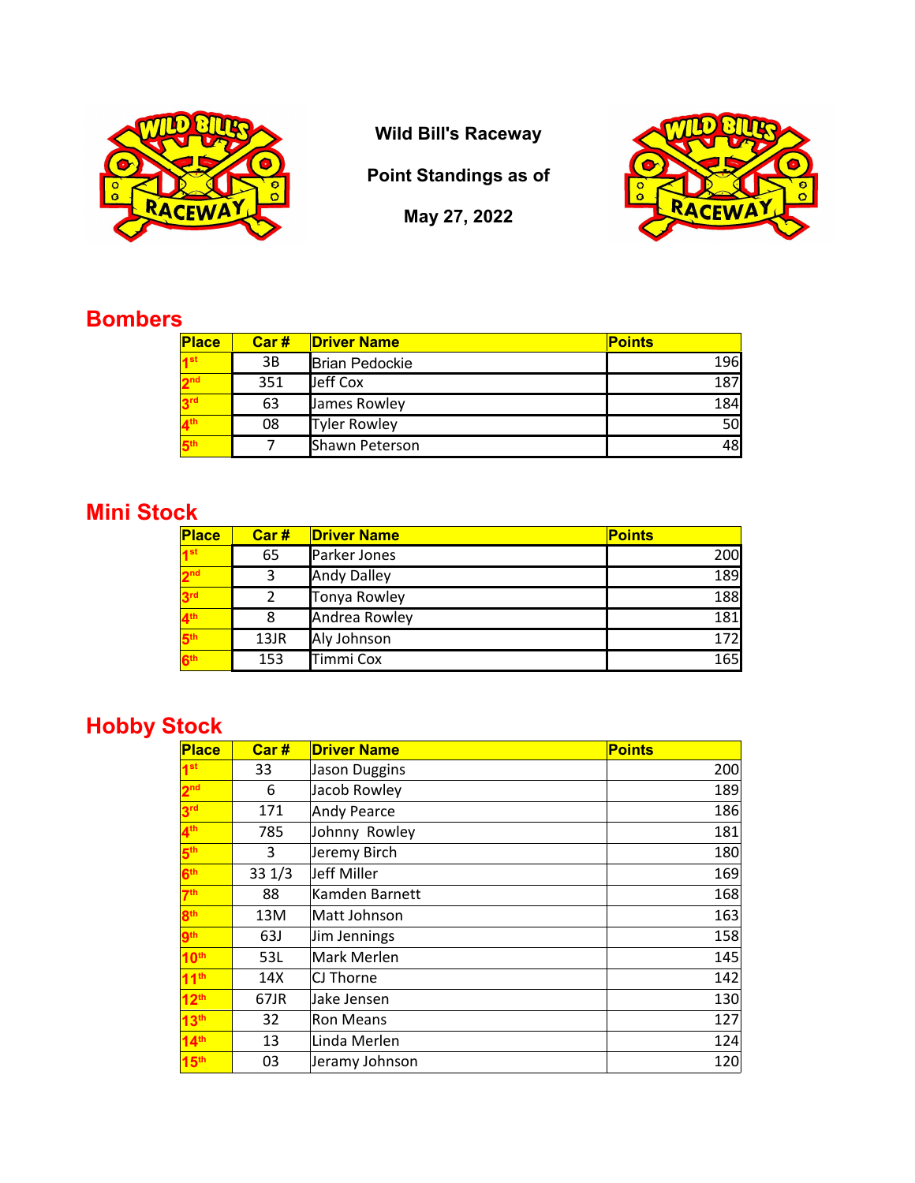# Wild Bill's Raceway

**Point Standings as of**

**May 27, 2022**

## Bombers

| Place | Car # | Driver Name | Points |
|---|---|---|---|
| 1st | 3B | Brian Pedockie | 196 |
| 2nd | 351 | Jeff Cox | 187 |
| 3rd | 63 | James Rowley | 184 |
| 4th | 08 | Tyler Rowley | 50 |
| 5th | 7 | Shawn Peterson | 48 |

## Mini Stock

| Place | Car # | Driver Name | Points |
|---|---|---|---|
| 1st | 65 | Parker Jones | 200 |
| 2nd | 3 | Andy Dalley | 189 |
| 3rd | 2 | Tonya Rowley | 188 |
| 4th | 8 | Andrea Rowley | 181 |
| 5th | 13JR | Aly Johnson | 172 |
| 6th | 153 | Timmi Cox | 165 |

## Hobby Stock

| Place | Car # | Driver Name | Points |
|---|---|---|---|
| 1st | 33 | Jason Duggins | 200 |
| 2nd | 6 | Jacob Rowley | 189 |
| 3rd | 171 | Andy Pearce | 186 |
| 4th | 785 | Johnny Rowley | 181 |
| 5th | 3 | Jeremy Birch | 180 |
| 6th | 33 1/3 | Jeff Miller | 169 |
| 7th | 88 | Kamden Barnett | 168 |
| 8th | 13M | Matt Johnson | 163 |
| 9th | 63J | Jim Jennings | 158 |
| 10th | 53L | Mark Merlen | 145 |
| 11th | 14X | CJ Thorne | 142 |
| 12th | 67JR | Jake Jensen | 130 |
| 13th | 32 | Ron Means | 127 |
| 14th | 13 | Linda Merlen | 124 |
| 15th | 03 | Jeramy Johnson | 120 |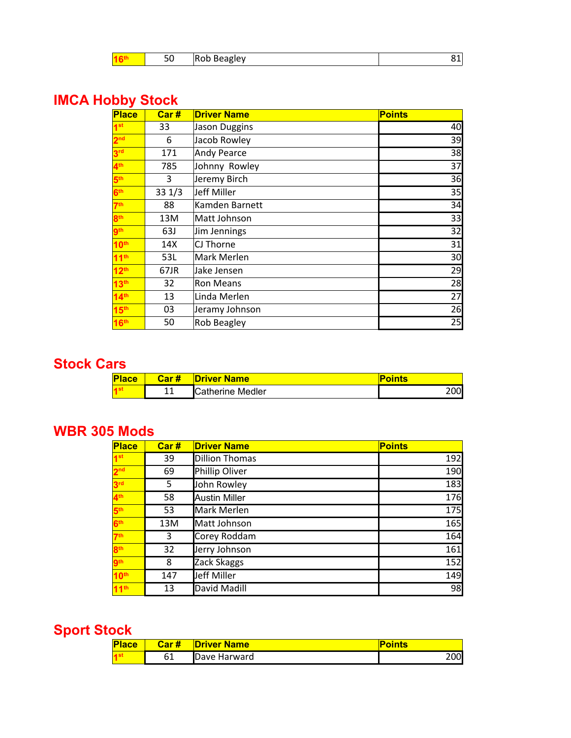| | | | |
|---|---|---|---|
| 16th | 50 | Rob Beagley | 81 |

## IMCA Hobby Stock

| Place | Car # | Driver Name | Points |
|---|---|---|---|
| 1st | 33 | Jason Duggins | 40 |
| 2nd | 6 | Jacob Rowley | 39 |
| 3rd | 171 | Andy Pearce | 38 |
| 4th | 785 | Johnny Rowley | 37 |
| 5th | 3 | Jeremy Birch | 36 |
| 6th | 33 1/3 | Jeff Miller | 35 |
| 7th | 88 | Kamden Barnett | 34 |
| 8th | 13M | Matt Johnson | 33 |
| 9th | 63J | Jim Jennings | 32 |
| 10th | 14X | CJ Thorne | 31 |
| 11th | 53L | Mark Merlen | 30 |
| 12th | 67JR | Jake Jensen | 29 |
| 13th | 32 | Ron Means | 28 |
| 14th | 13 | Linda Merlen | 27 |
| 15th | 03 | Jeramy Johnson | 26 |
| 16th | 50 | Rob Beagley | 25 |

## Stock Cars

| Place | Car # | Driver Name | Points |
|---|---|---|---|
| 1st | 11 | Catherine Medler | 200 |

## WBR 305 Mods

| Place | Car # | Driver Name | Points |
|---|---|---|---|
| 1st | 39 | Dillion Thomas | 192 |
| 2nd | 69 | Phillip Oliver | 190 |
| 3rd | 5 | John Rowley | 183 |
| 4th | 58 | Austin Miller | 176 |
| 5th | 53 | Mark Merlen | 175 |
| 6th | 13M | Matt Johnson | 165 |
| 7th | 3 | Corey Roddam | 164 |
| 8th | 32 | Jerry Johnson | 161 |
| 9th | 8 | Zack Skaggs | 152 |
| 10th | 147 | Jeff Miller | 149 |
| 11th | 13 | David Madill | 98 |

## Sport Stock

| Place | Car # | Driver Name | Points |
|---|---|---|---|
| 1st | 61 | Dave Harward | 200 |